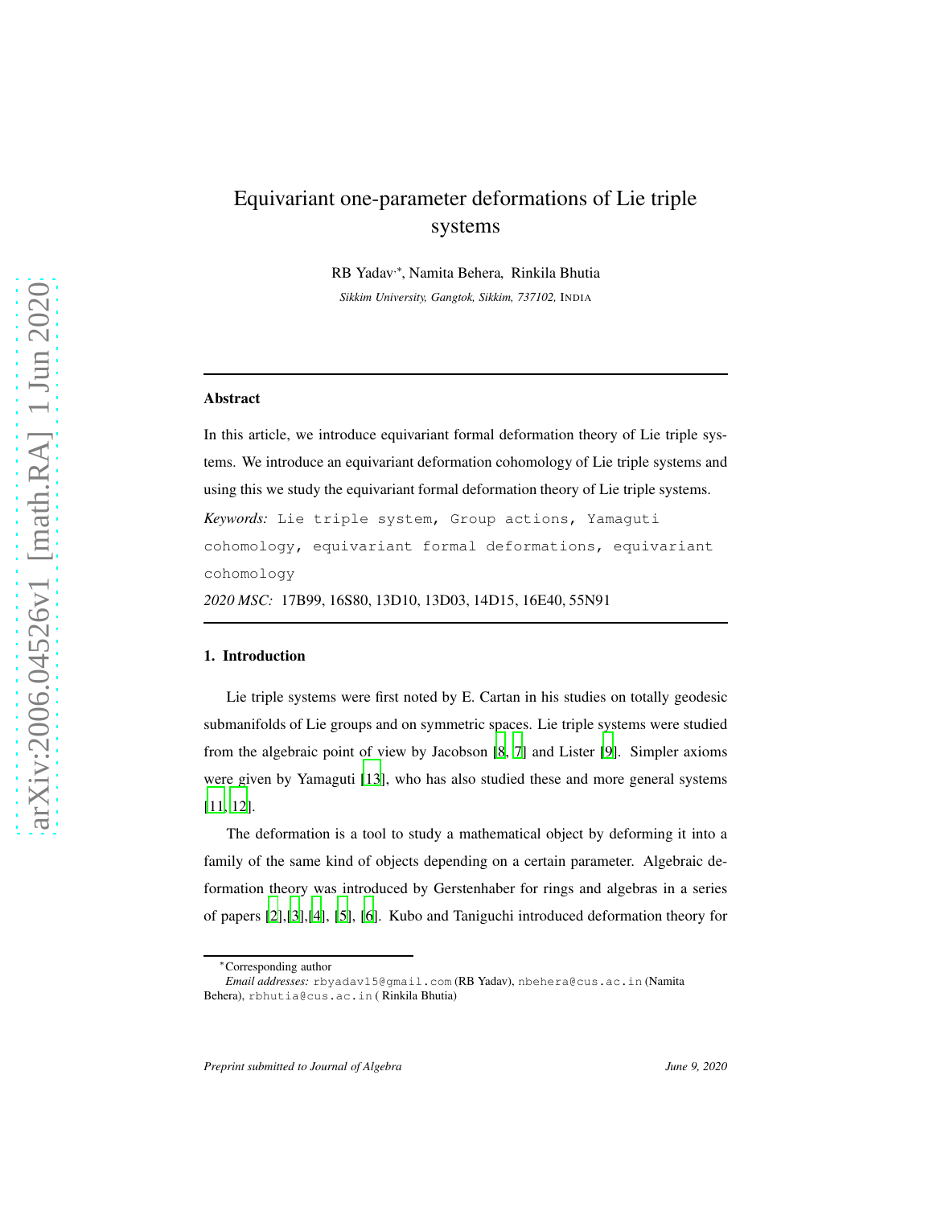# Equivariant one-parameter deformations of Lie triple systems

RB Yadav*, Namita Behera, Rinkila Bhutia

*Sikkim University, Gangtok, Sikkim, 737102,* INDIA

---

## Abstract

In this article, we introduce equivariant formal deformation theory of Lie triple systems. We introduce an equivariant deformation cohomology of Lie triple systems and using this we study the equivariant formal deformation theory of Lie triple systems.

*Keywords:* Lie triple system, Group actions, Yamaguti cohomology, equivariant formal deformations, equivariant cohomology

*2020 MSC:* 17B99, 16S80, 13D10, 13D03, 14D15, 16E40, 55N91

---

### 1. Introduction

Lie triple systems were first noted by E. Cartan in his studies on totally geodesic submanifolds of Lie groups and on symmetric spaces. Lie triple systems were studied from the algebraic point of view by Jacobson [8, 7] and Lister [9]. Simpler axioms were given by Yamaguti [13], who has also studied these and more general systems [11, 12].

The deformation is a tool to study a mathematical object by deforming it into a family of the same kind of objects depending on a certain parameter. Algebraic deformation theory was introduced by Gerstenhaber for rings and algebras in a series of papers [2],[3],[4], [5], [6]. Kubo and Taniguchi introduced deformation theory for

---

*Corresponding author

*Email addresses:* rbyadav15@gmail.com (RB Yadav), nbehera@cus.ac.in (Namita Behera), rbhutia@cus.ac.in ( Rinkila Bhutia)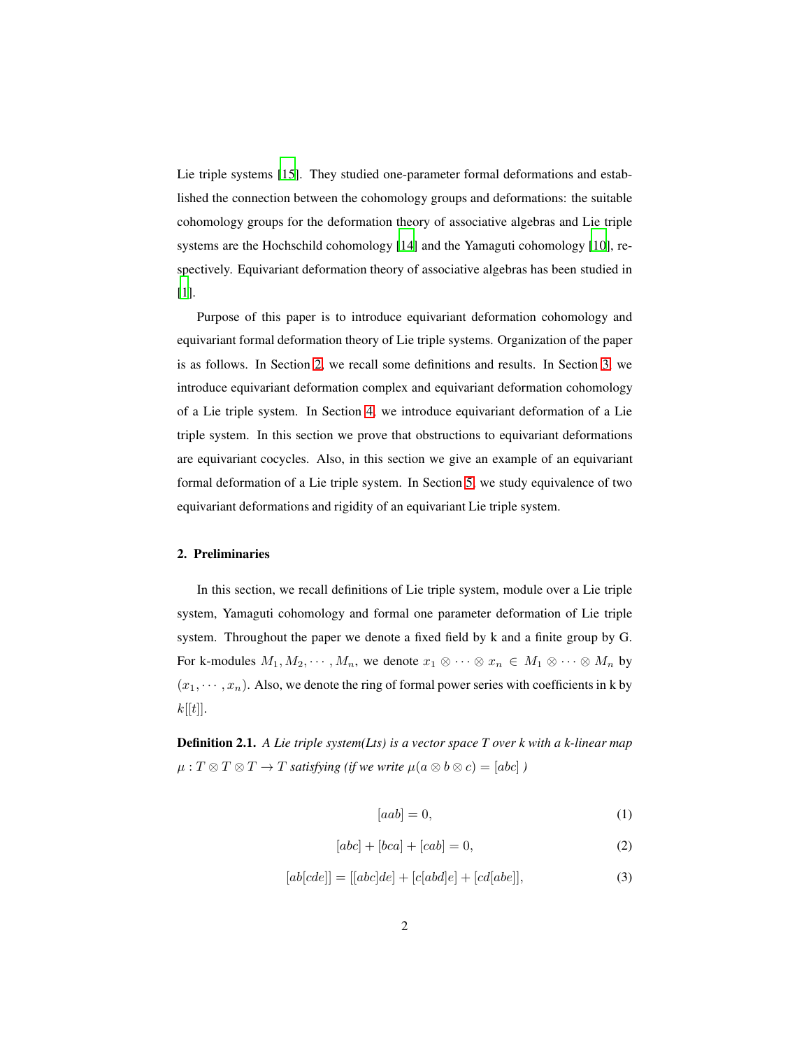Lie triple systems [15]. They studied one-parameter formal deformations and established the connection between the cohomology groups and deformations: the suitable cohomology groups for the deformation theory of associative algebras and Lie triple systems are the Hochschild cohomology [14] and the Yamaguti cohomology [10], respectively. Equivariant deformation theory of associative algebras has been studied in [1].

Purpose of this paper is to introduce equivariant deformation cohomology and equivariant formal deformation theory of Lie triple systems. Organization of the paper is as follows. In Section 2, we recall some definitions and results. In Section 3, we introduce equivariant deformation complex and equivariant deformation cohomology of a Lie triple system. In Section 4, we introduce equivariant deformation of a Lie triple system. In this section we prove that obstructions to equivariant deformations are equivariant cocycles. Also, in this section we give an example of an equivariant formal deformation of a Lie triple system. In Section 5, we study equivalence of two equivariant deformations and rigidity of an equivariant Lie triple system.

## 2. Preliminaries

In this section, we recall definitions of Lie triple system, module over a Lie triple system, Yamaguti cohomology and formal one parameter deformation of Lie triple system. Throughout the paper we denote a fixed field by k and a finite group by G. For k-modules $M_1, M_2, \cdots, M_n$, we denote $x_1 \otimes \cdots \otimes x_n \in M_1 \otimes \cdots \otimes M_n$ by $(x_1, \cdots, x_n)$. Also, we denote the ring of formal power series with coefficients in k by $k[[t]]$.

**Definition 2.1.** *A Lie triple system(Lts) is a vector space T over k with a k-linear map $\mu : T \otimes T \otimes T \to T$ satisfying (if we write $\mu(a \otimes b \otimes c) = [abc]$ )*

$$[aab] = 0, \tag{1}$$

$$[abc] + [bca] + [cab] = 0, \tag{2}$$

$$[ab[cde]] = [[abc]de] + [c[abd]e] + [cd[abe]], \tag{3}$$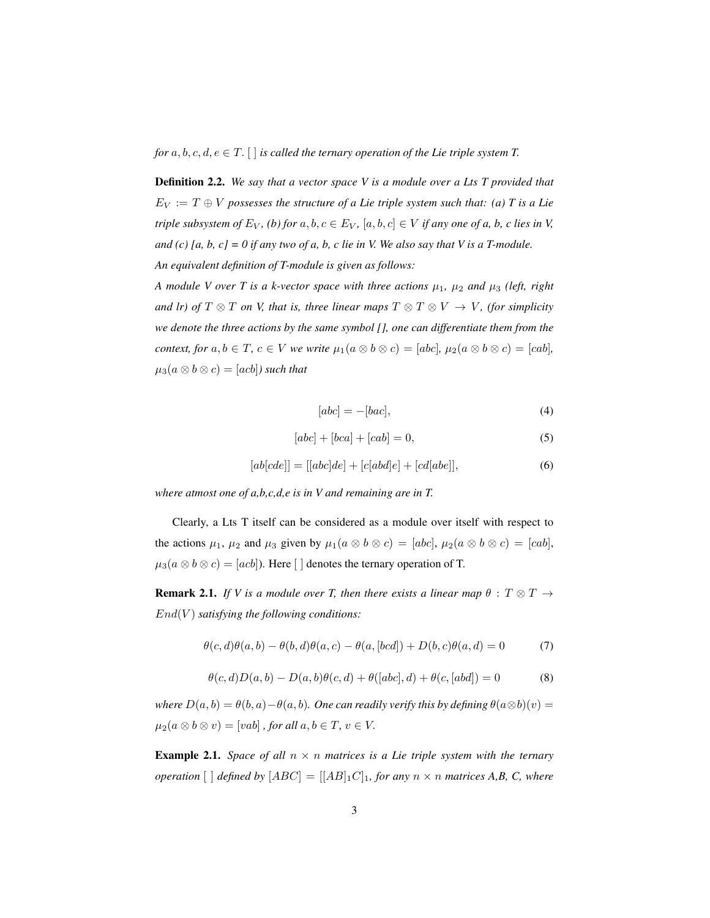*for $a, b, c, d, e \in T$. [ ] is called the ternary operation of the Lie triple system T.*

**Definition 2.2.** *We say that a vector space V is a module over a Lts T provided that $E_V := T \oplus V$ possesses the structure of a Lie triple system such that: (a) T is a Lie triple subsystem of $E_V$, (b) for $a, b, c \in E_V$, $[a, b, c] \in V$ if any one of a, b, c lies in V, and (c) [a, b, c] = 0 if any two of a, b, c lie in V. We also say that V is a T-module.*

*An equivalent definition of T-module is given as follows:*

*A module V over T is a k-vector space with three actions $\mu_1$, $\mu_2$ and $\mu_3$ (left, right and lr) of $T \otimes T$ on V, that is, three linear maps $T \otimes T \otimes V \to V$, (for simplicity we denote the three actions by the same symbol [], one can differentiate them from the context, for $a, b \in T$, $c \in V$ we write $\mu_1(a \otimes b \otimes c) = [abc]$, $\mu_2(a \otimes b \otimes c) = [cab]$, $\mu_3(a \otimes b \otimes c) = [acb]$) such that*

$$[abc] = -[bac], \tag{4}$$

$$[abc] + [bca] + [cab] = 0, \tag{5}$$

$$[ab[cde]] = [[abc]de] + [c[abd]e] + [cd[abe]], \tag{6}$$

*where atmost one of a,b,c,d,e is in V and remaining are in T.*

Clearly, a Lts T itself can be considered as a module over itself with respect to the actions $\mu_1$, $\mu_2$ and $\mu_3$ given by $\mu_1(a \otimes b \otimes c) = [abc]$, $\mu_2(a \otimes b \otimes c) = [cab]$, $\mu_3(a \otimes b \otimes c) = [acb]$). Here [ ] denotes the ternary operation of T.

**Remark 2.1.** *If V is a module over T, then there exists a linear map $\theta : T \otimes T \to End(V)$ satisfying the following conditions:*

$$\theta(c, d)\theta(a, b) - \theta(b, d)\theta(a, c) - \theta(a, [bcd]) + D(b, c)\theta(a, d) = 0 \tag{7}$$

$$\theta(c, d)D(a, b) - D(a, b)\theta(c, d) + \theta([abc], d) + \theta(c, [abd]) = 0 \tag{8}$$

*where $D(a, b) = \theta(b, a) - \theta(a, b)$. One can readily verify this by defining $\theta(a \otimes b)(v) = \mu_2(a \otimes b \otimes v) = [vab]$ , for all $a, b \in T$, $v \in V$.*

**Example 2.1.** *Space of all $n \times n$ matrices is a Lie triple system with the ternary operation [ ] defined by $[ABC] = [[AB]_1C]_1$, for any $n \times n$ matrices A,B, C, where*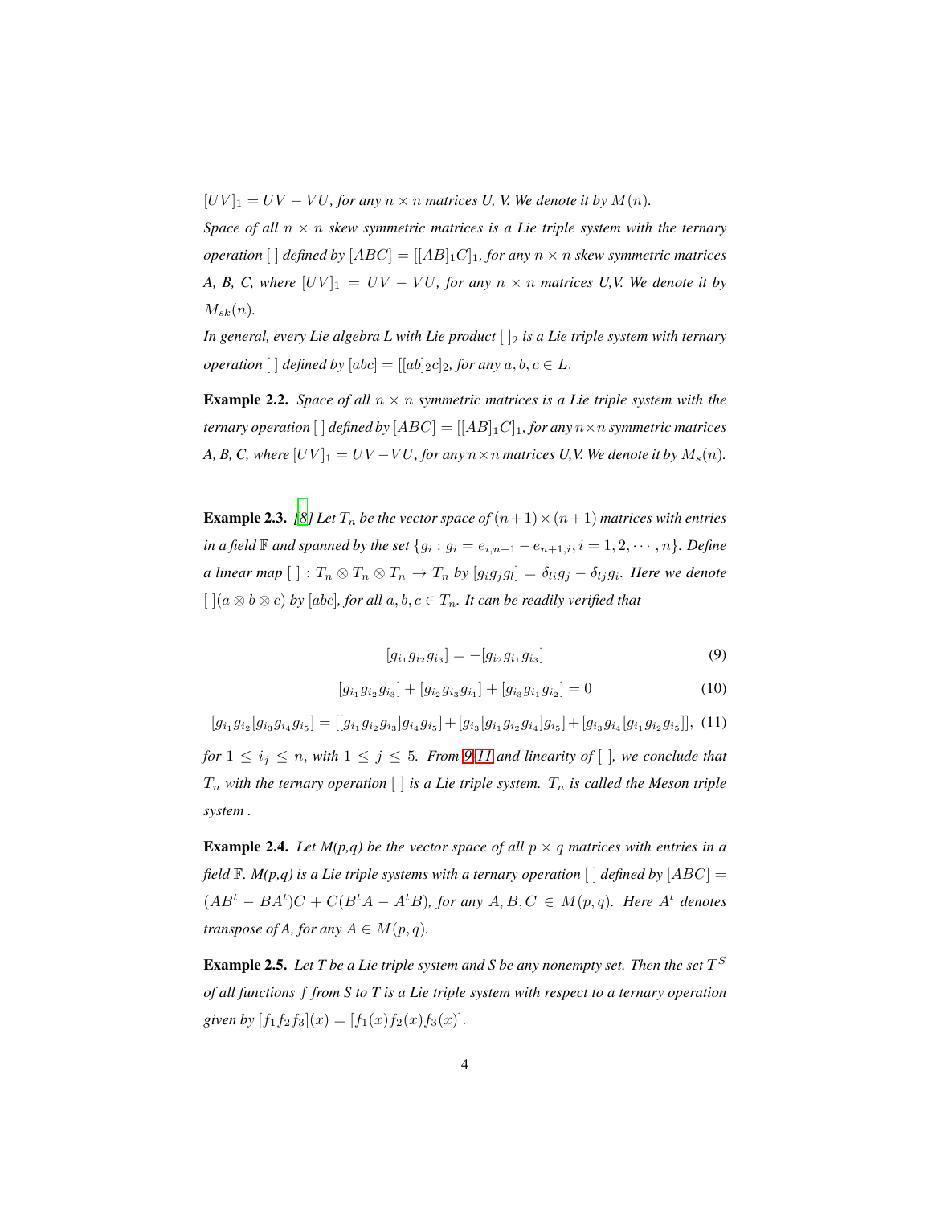$[UV]_1 = UV - VU$, *for any $n \times n$ matrices U, V. We denote it by $M(n)$.*

*Space of all $n \times n$ skew symmetric matrices is a Lie triple system with the ternary operation [ ] defined by $[ABC] = [[AB]_1C]_1$, for any $n \times n$ skew symmetric matrices A, B, C, where $[UV]_1 = UV - VU$, for any $n \times n$ matrices U,V. We denote it by $M_{sk}(n)$.*

*In general, every Lie algebra L with Lie product $[\ ]_2$ is a Lie triple system with ternary operation [ ] defined by $[abc] = [[ab]_2c]_2$, for any $a, b, c \in L$.*

**Example 2.2.** *Space of all $n \times n$ symmetric matrices is a Lie triple system with the ternary operation [ ] defined by $[ABC] = [[AB]_1C]_1$, for any $n \times n$ symmetric matrices A, B, C, where $[UV]_1 = UV - VU$, for any $n \times n$ matrices U,V. We denote it by $M_s(n)$.*

**Example 2.3.** *[8] Let $T_n$ be the vector space of $(n+1)\times(n+1)$ matrices with entries in a field $\mathbb{F}$ and spanned by the set $\{g_i : g_i = e_{i,n+1} - e_{n+1,i}, i = 1, 2, \cdots, n\}$. Define a linear map $[\ ] : T_n \otimes T_n \otimes T_n \to T_n$ by $[g_i g_j g_l] = \delta_{li} g_j - \delta_{lj} g_i$. Here we denote $[\ ](a \otimes b \otimes c)$ by $[abc]$, for all $a, b, c \in T_n$. It can be readily verified that*

$$[g_{i_1} g_{i_2} g_{i_3}] = -[g_{i_2} g_{i_1} g_{i_3}] \tag{9}$$

$$[g_{i_1} g_{i_2} g_{i_3}] + [g_{i_2} g_{i_3} g_{i_1}] + [g_{i_3} g_{i_1} g_{i_2}] = 0 \tag{10}$$

$$[g_{i_1} g_{i_2} [g_{i_3} g_{i_4} g_{i_5}] = [[g_{i_1} g_{i_2} g_{i_3}] g_{i_4} g_{i_5}] + [g_{i_3} [g_{i_1} g_{i_2} g_{i_4}] g_{i_5}] + [g_{i_3} g_{i_4} [g_{i_1} g_{i_2} g_{i_5}]], \tag{11}$$

*for $1 \le i_j \le n$, with $1 \le j \le 5$. From 9-11 and linearity of [ ], we conclude that $T_n$ with the ternary operation [ ] is a Lie triple system. $T_n$ is called the Meson triple system .*

**Example 2.4.** *Let M(p,q) be the vector space of all $p \times q$ matrices with entries in a field $\mathbb{F}$. M(p,q) is a Lie triple systems with a ternary operation [ ] defined by $[ABC] = (AB^t - BA^t)C + C(B^tA - A^tB)$, for any $A, B, C \in M(p, q)$. Here $A^t$ denotes transpose of A, for any $A \in M(p, q)$.*

**Example 2.5.** *Let T be a Lie triple system and S be any nonempty set. Then the set $T^S$ of all functions $f$ from S to T is a Lie triple system with respect to a ternary operation given by $[f_1 f_2 f_3](x) = [f_1(x) f_2(x) f_3(x)]$.*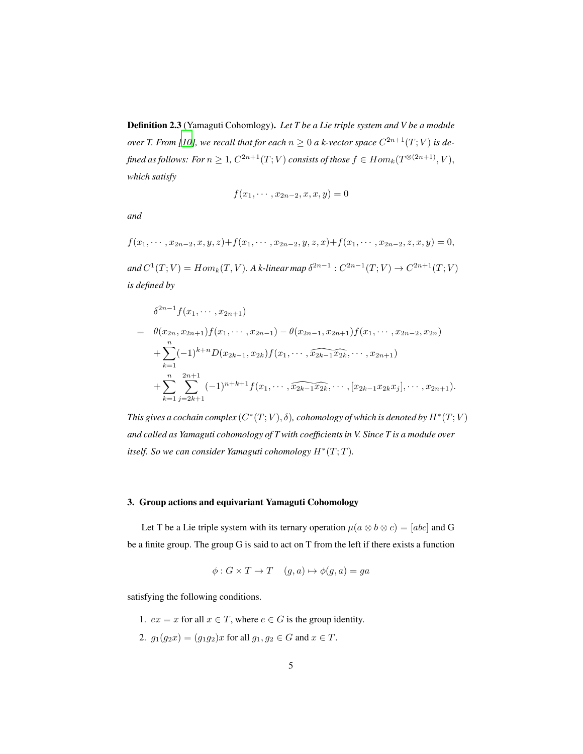**Definition 2.3** (Yamaguti Cohomlogy). *Let T be a Lie triple system and V be a module over T. From [10], we recall that for each $n \geq 0$ a k-vector space $C^{2n+1}(T;V)$ is defined as follows: For $n \geq 1$, $C^{2n+1}(T;V)$ consists of those $f \in Hom_k(T^{\otimes(2n+1)}, V)$, which satisfy*

$$f(x_1, \cdots, x_{2n-2}, x, x, y) = 0$$

*and*

$$f(x_1, \cdots, x_{2n-2}, x, y, z) + f(x_1, \cdots, x_{2n-2}, y, z, x) + f(x_1, \cdots, x_{2n-2}, z, x, y) = 0,$$

*and $C^1(T;V) = Hom_k(T, V)$. A k-linear map $\delta^{2n-1} : C^{2n-1}(T;V) \to C^{2n+1}(T;V)$ is defined by*

$$\begin{aligned}
&\delta^{2n-1} f(x_1, \cdots, x_{2n+1}) \\
=\ & \theta(x_{2n}, x_{2n+1}) f(x_1, \cdots, x_{2n-1}) - \theta(x_{2n-1}, x_{2n+1}) f(x_1, \cdots, x_{2n-2}, x_{2n}) \\
&+ \sum_{k=1}^{n} (-1)^{k+n} D(x_{2k-1}, x_{2k}) f(x_1, \cdots, \widehat{x_{2k-1}} \widehat{x_{2k}}, \cdots, x_{2n+1}) \\
&+ \sum_{k=1}^{n} \sum_{j=2k+1}^{2n+1} (-1)^{n+k+1} f(x_1, \cdots, \widehat{x_{2k-1}} \widehat{x_{2k}}, \cdots, [x_{2k-1} x_{2k} x_j], \cdots, x_{2n+1}).
\end{aligned}$$

*This gives a cochain complex $(C^*(T;V), \delta)$, cohomology of which is denoted by $H^*(T;V)$ and called as Yamaguti cohomology of T with coefficients in V. Since T is a module over itself. So we can consider Yamaguti cohomology $H^*(T;T)$.*

### 3. Group actions and equivariant Yamaguti Cohomology

Let T be a Lie triple system with its ternary operation $\mu(a \otimes b \otimes c) = [abc]$ and G be a finite group. The group G is said to act on T from the left if there exists a function

$$\phi : G \times T \to T \quad (g, a) \mapsto \phi(g, a) = ga$$

satisfying the following conditions.

1. $ex = x$ for all $x \in T$, where $e \in G$ is the group identity.
2. $g_1(g_2 x) = (g_1 g_2)x$ for all $g_1, g_2 \in G$ and $x \in T$.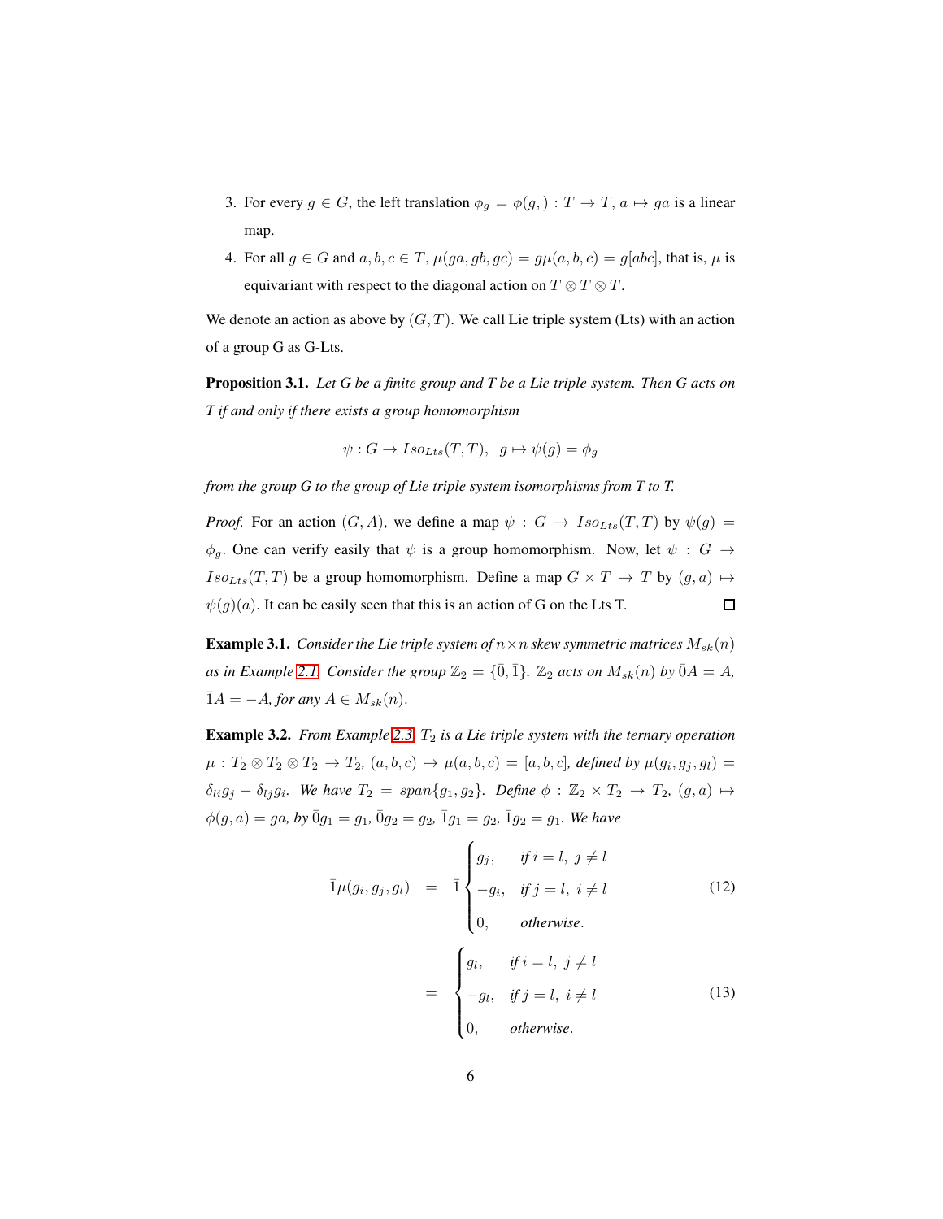3. For every $g \in G$, the left translation $\phi_g = \phi(g, ) : T \to T$, $a \mapsto ga$ is a linear map.
4. For all $g \in G$ and $a, b, c \in T$, $\mu(ga, gb, gc) = g\mu(a, b, c) = g[abc]$, that is, $\mu$ is equivariant with respect to the diagonal action on $T \otimes T \otimes T$.

We denote an action as above by $(G, T)$. We call Lie triple system (Lts) with an action of a group G as G-Lts.

**Proposition 3.1.** *Let G be a finite group and T be a Lie triple system. Then G acts on T if and only if there exists a group homomorphism*

$$\psi : G \to Iso_{Lts}(T, T), \;\; g \mapsto \psi(g) = \phi_g$$

*from the group G to the group of Lie triple system isomorphisms from T to T.*

*Proof.* For an action $(G, A)$, we define a map $\psi : G \to Iso_{Lts}(T, T)$ by $\psi(g) = \phi_g$. One can verify easily that $\psi$ is a group homomorphism. Now, let $\psi : G \to Iso_{Lts}(T, T)$ be a group homomorphism. Define a map $G \times T \to T$ by $(g, a) \mapsto \psi(g)(a)$. It can be easily seen that this is an action of G on the Lts T. $\square$

**Example 3.1.** *Consider the Lie triple system of $n \times n$ skew symmetric matrices $M_{sk}(n)$ as in Example 2.1. Consider the group $\mathbb{Z}_2 = \{\bar{0}, \bar{1}\}$. $\mathbb{Z}_2$ acts on $M_{sk}(n)$ by $\bar{0}A = A$, $\bar{1}A = -A$, for any $A \in M_{sk}(n)$.*

**Example 3.2.** *From Example 2.3 $T_2$ is a Lie triple system with the ternary operation $\mu : T_2 \otimes T_2 \otimes T_2 \to T_2$, $(a, b, c) \mapsto \mu(a, b, c) = [a, b, c]$, defined by $\mu(g_i, g_j, g_l) = \delta_{li} g_j - \delta_{lj} g_i$. We have $T_2 = span\{g_1, g_2\}$. Define $\phi : \mathbb{Z}_2 \times T_2 \to T_2$, $(g, a) \mapsto \phi(g, a) = ga$, by $\bar{0}g_1 = g_1$, $\bar{0}g_2 = g_2$, $\bar{1}g_1 = g_2$, $\bar{1}g_2 = g_1$. We have*

$$\bar{1}\mu(g_i, g_j, g_l) = \bar{1}\begin{cases} g_j, & \text{if } i = l, \; j \neq l \\ -g_i, & \text{if } j = l, \; i \neq l \\ 0, & \text{otherwise.} \end{cases} \tag{12}$$

$$= \begin{cases} g_l, & \text{if } i = l, \; j \neq l \\ -g_l, & \text{if } j = l, \; i \neq l \\ 0, & \text{otherwise.} \end{cases} \tag{13}$$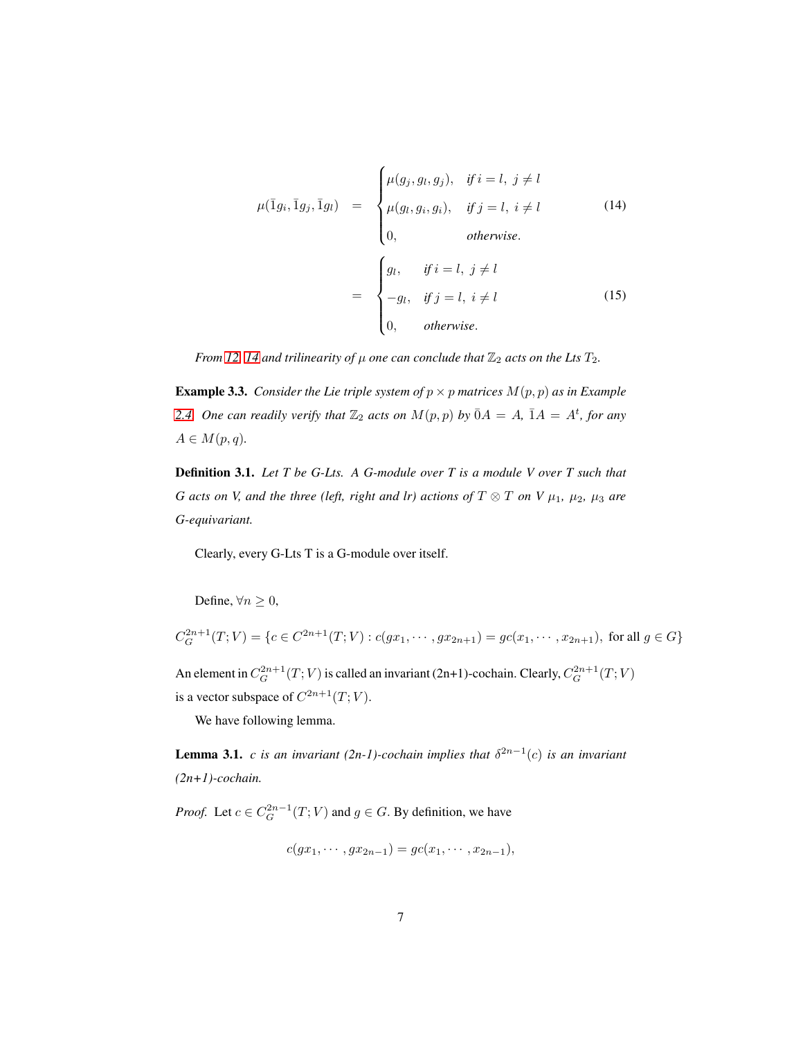$$
\mu(\bar{1}g_i, \bar{1}g_j, \bar{1}g_l) = \begin{cases} \mu(g_j, g_l, g_j), & \text{if } i = l,\ j \neq l \\ \mu(g_l, g_i, g_i), & \text{if } j = l,\ i \neq l \\ 0, & \text{otherwise.} \end{cases} \tag{14}
$$

$$
= \begin{cases} g_l, & \text{if } i = l,\ j \neq l \\ -g_l, & \text{if } j = l,\ i \neq l \\ 0, & \text{otherwise.} \end{cases} \tag{15}
$$

*From 12, 14 and trilinearity of $\mu$ one can conclude that $\mathbb{Z}_2$ acts on the Lts $T_2$.*

**Example 3.3.** *Consider the Lie triple system of $p \times p$ matrices $M(p, p)$ as in Example 2.4. One can readily verify that $\mathbb{Z}_2$ acts on $M(p, p)$ by $\bar{0}A = A$, $\bar{1}A = A^t$, for any $A \in M(p, q)$.*

**Definition 3.1.** *Let T be G-Lts. A G-module over T is a module V over T such that G acts on V, and the three (left, right and lr) actions of $T \otimes T$ on V $\mu_1$, $\mu_2$, $\mu_3$ are G-equivariant.*

Clearly, every G-Lts T is a G-module over itself.

Define, $\forall n \geq 0$,

$$
C_G^{2n+1}(T; V) = \{c \in C^{2n+1}(T; V) : c(gx_1, \cdots, gx_{2n+1}) = gc(x_1, \cdots, x_{2n+1}),\ \text{for all } g \in G\}
$$

An element in $C_G^{2n+1}(T; V)$ is called an invariant (2n+1)-cochain. Clearly, $C_G^{2n+1}(T; V)$ is a vector subspace of $C^{2n+1}(T; V)$.

We have following lemma.

**Lemma 3.1.** *c is an invariant (2n-1)-cochain implies that $\delta^{2n-1}(c)$ is an invariant (2n+1)-cochain.*

*Proof.* Let $c \in C_G^{2n-1}(T; V)$ and $g \in G$. By definition, we have

$$
c(gx_1, \cdots, gx_{2n-1}) = gc(x_1, \cdots, x_{2n-1}),
$$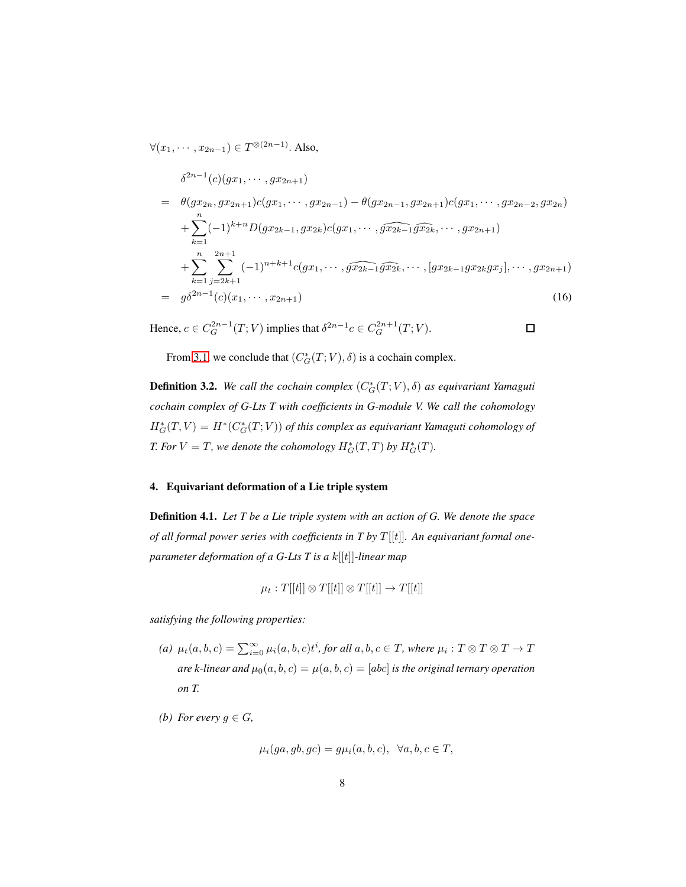$\forall(x_1, \cdots, x_{2n-1}) \in T^{\otimes(2n-1)}$. Also,

$$
\begin{aligned}
& \delta^{2n-1}(c)(gx_1, \cdots, gx_{2n+1}) \\
= \;& \theta(gx_{2n}, gx_{2n+1})c(gx_1, \cdots, gx_{2n-1}) - \theta(gx_{2n-1}, gx_{2n+1})c(gx_1, \cdots, gx_{2n-2}, gx_{2n}) \\
& + \sum_{k=1}^{n}(-1)^{k+n}D(gx_{2k-1}, gx_{2k})c(gx_1, \cdots, \widehat{gx_{2k-1}}\widehat{gx_{2k}}, \cdots, gx_{2n+1}) \\
& + \sum_{k=1}^{n}\sum_{j=2k+1}^{2n+1}(-1)^{n+k+1}c(gx_1, \cdots, \widehat{gx_{2k-1}}\widehat{gx_{2k}}, \cdots, [gx_{2k-1}gx_{2k}gx_j], \cdots, gx_{2n+1}) \\
= \;& g\delta^{2n-1}(c)(x_1, \cdots, x_{2n+1})
\end{aligned}
\tag{16}
$$

Hence, $c \in C_G^{2n-1}(T; V)$ implies that $\delta^{2n-1}c \in C_G^{2n+1}(T; V)$. $\square$

From 3.1, we conclude that $(C_G^*(T; V), \delta)$ is a cochain complex.

**Definition 3.2.** *We call the cochain complex $(C_G^*(T; V), \delta)$ as equivariant Yamaguti cochain complex of G-Lts T with coefficients in G-module V. We call the cohomology $H_G^*(T, V) = H^*(C_G^*(T; V))$ of this complex as equivariant Yamaguti cohomology of T. For $V = T$, we denote the cohomology $H_G^*(T, T)$ by $H_G^*(T)$.*

## 4. Equivariant deformation of a Lie triple system

**Definition 4.1.** *Let T be a Lie triple system with an action of G. We denote the space of all formal power series with coefficients in T by $T[[t]]$. An equivariant formal one-parameter deformation of a G-Lts T is a $k[[t]]$-linear map*

$$\mu_t : T[[t]] \otimes T[[t]] \otimes T[[t]] \to T[[t]]$$

*satisfying the following properties:*

*(a) $\mu_t(a, b, c) = \sum_{i=0}^{\infty} \mu_i(a, b, c)t^i$, for all $a, b, c \in T$, where $\mu_i : T \otimes T \otimes T \to T$ are k-linear and $\mu_0(a, b, c) = \mu(a, b, c) = [abc]$ is the original ternary operation on T.*

*(b) For every $g \in G$,*

$$\mu_i(ga, gb, gc) = g\mu_i(a, b, c), \;\; \forall a, b, c \in T,$$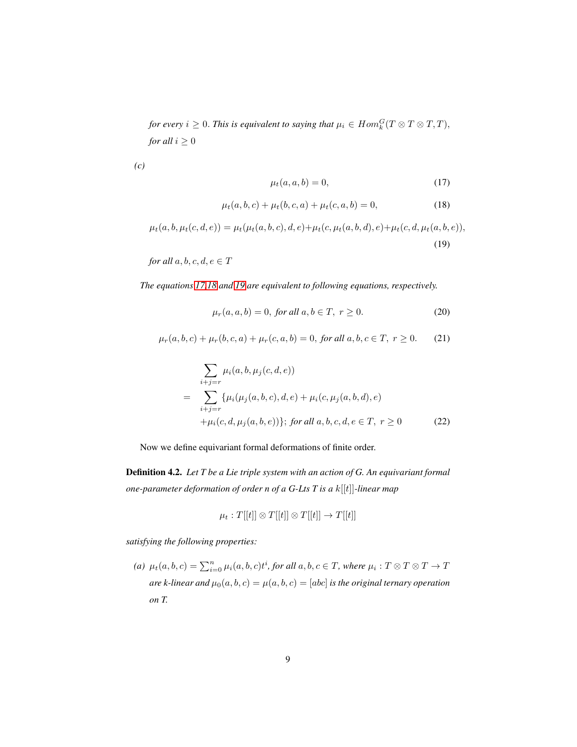*for every $i \geq 0$. This is equivalent to saying that $\mu_i \in Hom_k^G(T \otimes T \otimes T, T)$, for all $i \geq 0$*

*(c)*

$$\mu_t(a, a, b) = 0, \tag{17}$$

$$\mu_t(a, b, c) + \mu_t(b, c, a) + \mu_t(c, a, b) = 0, \tag{18}$$

$$\mu_t(a, b, \mu_t(c, d, e)) = \mu_t(\mu_t(a, b, c), d, e) + \mu_t(c, \mu_t(a, b, d), e) + \mu_t(c, d, \mu_t(a, b, e)), \tag{19}$$

*for all $a, b, c, d, e \in T$*

*The equations 17,18 and 19 are equivalent to following equations, respectively.*

$$\mu_r(a, a, b) = 0, \text{ for all } a, b \in T,\ r \geq 0. \tag{20}$$

$$\mu_r(a, b, c) + \mu_r(b, c, a) + \mu_r(c, a, b) = 0, \text{ for all } a, b, c \in T,\ r \geq 0. \tag{21}$$

$$\begin{aligned} & \sum_{i+j=r} \mu_i(a, b, \mu_j(c, d, e)) \\ = \quad & \sum_{i+j=r} \{\mu_i(\mu_j(a, b, c), d, e) + \mu_i(c, \mu_j(a, b, d), e) \\ & + \mu_i(c, d, \mu_j(a, b, e))\}; \text{ for all } a, b, c, d, e \in T,\ r \geq 0 \end{aligned} \tag{22}$$

Now we define equivariant formal deformations of finite order.

**Definition 4.2.** *Let T be a Lie triple system with an action of G. An equivariant formal one-parameter deformation of order n of a G-Lts T is a $k[[t]]$-linear map*

$$\mu_t : T[[t]] \otimes T[[t]] \otimes T[[t]] \to T[[t]]$$

*satisfying the following properties:*

*(a)* $\mu_t(a, b, c) = \sum_{i=0}^{n} \mu_i(a, b, c)t^i$, *for all $a, b, c \in T$, where $\mu_i : T \otimes T \otimes T \to T$ are k-linear and $\mu_0(a, b, c) = \mu(a, b, c) = [abc]$ is the original ternary operation on T.*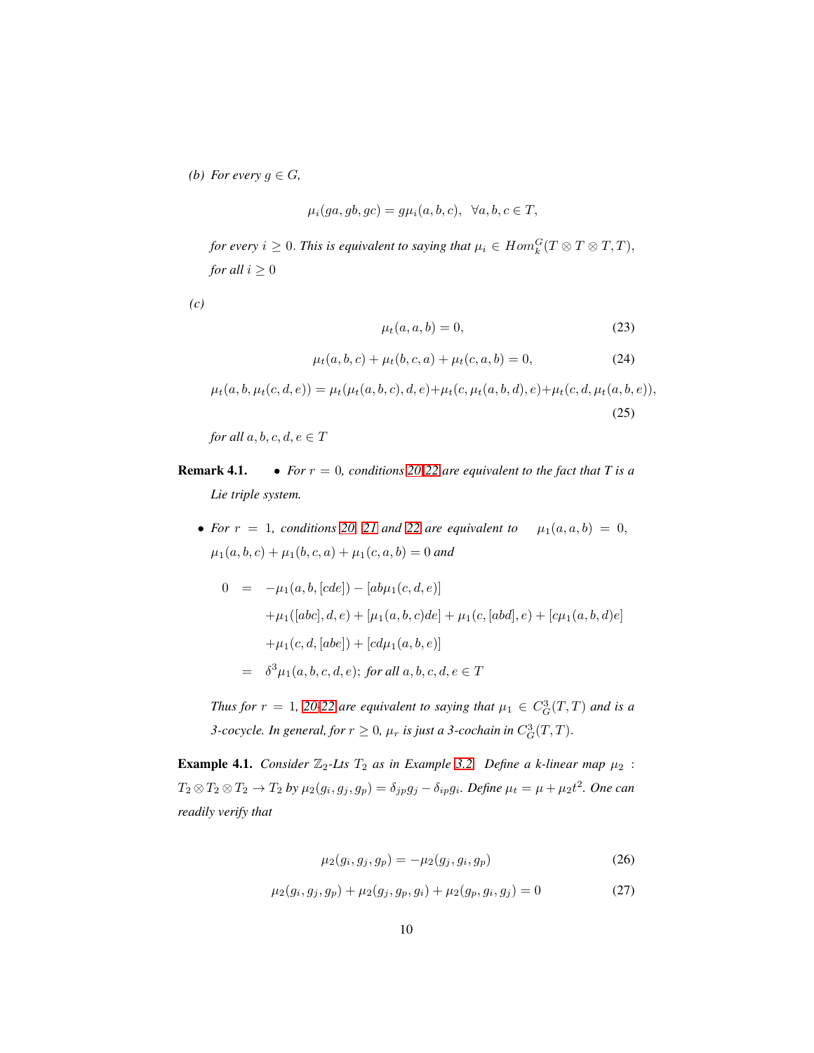*(b) For every $g \in G$,*

$$\mu_i(ga, gb, gc) = g\mu_i(a, b, c), \;\; \forall a, b, c \in T,$$

*for every $i \geq 0$. This is equivalent to saying that $\mu_i \in Hom_k^G(T \otimes T \otimes T, T)$, for all $i \geq 0$*

*(c)*

$$\mu_t(a, a, b) = 0, \tag{23}$$

$$\mu_t(a, b, c) + \mu_t(b, c, a) + \mu_t(c, a, b) = 0, \tag{24}$$

$$\mu_t(a, b, \mu_t(c, d, e)) = \mu_t(\mu_t(a, b, c), d, e) + \mu_t(c, \mu_t(a, b, d), e) + \mu_t(c, d, \mu_t(a, b, e)), \tag{25}$$

*for all $a, b, c, d, e \in T$*

**Remark 4.1.**

- *For $r = 0$, conditions 20-22 are equivalent to the fact that $T$ is a Lie triple system.*

- *For $r = 1$, conditions 20, 21 and 22 are equivalent to $\mu_1(a, a, b) = 0$, $\mu_1(a, b, c) + \mu_1(b, c, a) + \mu_1(c, a, b) = 0$ and*

$$\begin{aligned}
0 &= -\mu_1(a, b, [cde]) - [ab\mu_1(c, d, e)] \\
&\quad + \mu_1([abc], d, e) + [\mu_1(a, b, c)de] + \mu_1(c, [abd], e) + [c\mu_1(a, b, d)e] \\
&\quad + \mu_1(c, d, [abe]) + [cd\mu_1(a, b, e)] \\
&= \delta^3\mu_1(a, b, c, d, e); \text{ for all } a, b, c, d, e \in T
\end{aligned}$$

*Thus for $r = 1$, 20-22 are equivalent to saying that $\mu_1 \in C_G^3(T, T)$ and is a 3-cocycle. In general, for $r \geq 0$, $\mu_r$ is just a 3-cochain in $C_G^3(T, T)$.*

**Example 4.1.** *Consider $\mathbb{Z}_2$-Lts $T_2$ as in Example 3.2. Define a k-linear map $\mu_2 : T_2 \otimes T_2 \otimes T_2 \to T_2$ by $\mu_2(g_i, g_j, g_p) = \delta_{jp}g_j - \delta_{ip}g_i$. Define $\mu_t = \mu + \mu_2 t^2$. One can readily verify that*

$$\mu_2(g_i, g_j, g_p) = -\mu_2(g_j, g_i, g_p) \tag{26}$$

$$\mu_2(g_i, g_j, g_p) + \mu_2(g_j, g_p, g_i) + \mu_2(g_p, g_i, g_j) = 0 \tag{27}$$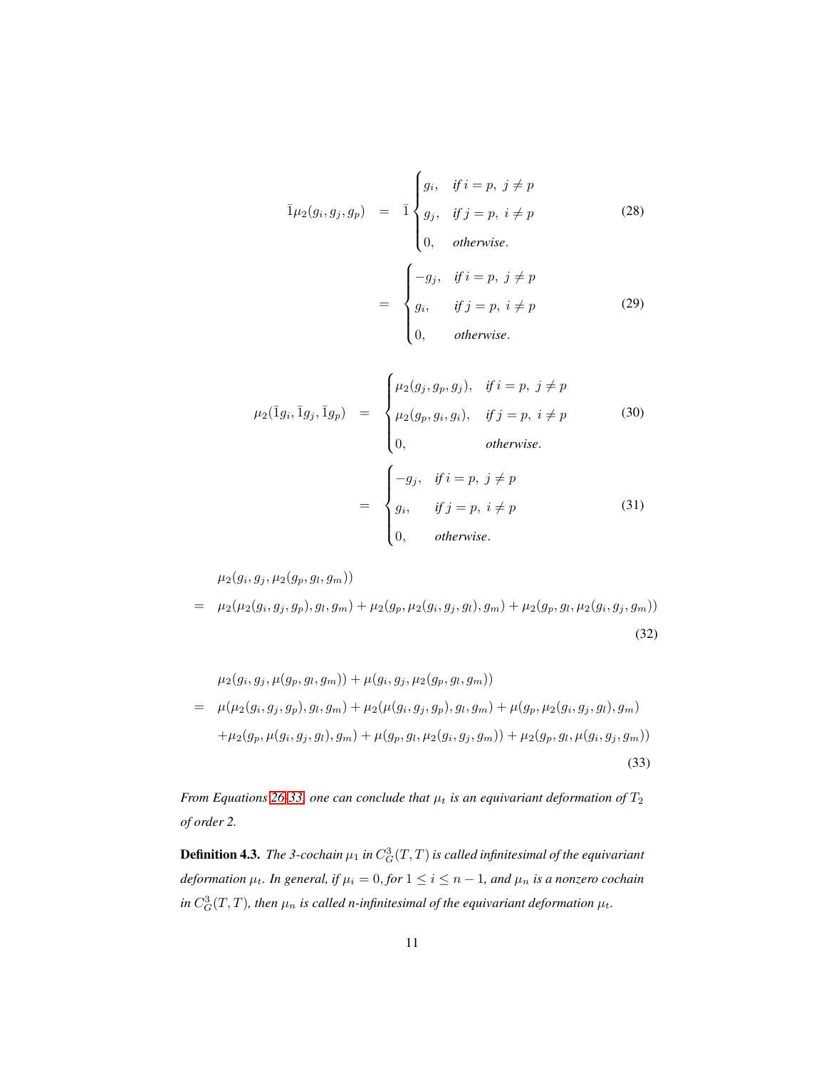$$
\begin{aligned}
\bar{1}\mu_2(g_i, g_j, g_p) &= \bar{1}\begin{cases} g_i, & \text{if } i = p,\ j \neq p \\ g_j, & \text{if } j = p,\ i \neq p \\ 0, & \text{otherwise.} \end{cases} \qquad (28) \\
&= \begin{cases} -g_j, & \text{if } i = p,\ j \neq p \\ g_i, & \text{if } j = p,\ i \neq p \\ 0, & \text{otherwise.} \end{cases} \qquad (29)
\end{aligned}
$$

$$
\begin{aligned}
\mu_2(\bar{1}g_i, \bar{1}g_j, \bar{1}g_p) &= \begin{cases} \mu_2(g_j, g_p, g_j), & \text{if } i = p,\ j \neq p \\ \mu_2(g_p, g_i, g_i), & \text{if } j = p,\ i \neq p \\ 0, & \text{otherwise.} \end{cases} \qquad (30) \\
&= \begin{cases} -g_j, & \text{if } i = p,\ j \neq p \\ g_i, & \text{if } j = p,\ i \neq p \\ 0, & \text{otherwise.} \end{cases} \qquad (31)
\end{aligned}
$$

$$
\begin{aligned}
&\mu_2(g_i, g_j, \mu_2(g_p, g_l, g_m)) \\
= \;&\mu_2(\mu_2(g_i, g_j, g_p), g_l, g_m) + \mu_2(g_p, \mu_2(g_i, g_j, g_l), g_m) + \mu_2(g_p, g_l, \mu_2(g_i, g_j, g_m))
\end{aligned} \qquad (32)
$$

$$
\begin{aligned}
&\mu_2(g_i, g_j, \mu(g_p, g_l, g_m)) + \mu(g_i, g_j, \mu_2(g_p, g_l, g_m)) \\
= \;&\mu(\mu_2(g_i, g_j, g_p), g_l, g_m) + \mu_2(\mu(g_i, g_j, g_p), g_l, g_m) + \mu(g_p, \mu_2(g_i, g_j, g_l), g_m) \\
&+ \mu_2(g_p, \mu(g_i, g_j, g_l), g_m) + \mu(g_p, g_l, \mu_2(g_i, g_j, g_m)) + \mu_2(g_p, g_l, \mu(g_i, g_j, g_m))
\end{aligned} \qquad (33)
$$

*From Equations 26-33, one can conclude that $\mu_t$ is an equivariant deformation of $T_2$ of order 2.*

**Definition 4.3.** *The 3-cochain $\mu_1$ in $C^3_G(T, T)$ is called infinitesimal of the equivariant deformation $\mu_t$. In general, if $\mu_i = 0$, for $1 \leq i \leq n-1$, and $\mu_n$ is a nonzero cochain in $C^3_G(T, T)$, then $\mu_n$ is called n-infinitesimal of the equivariant deformation $\mu_t$.*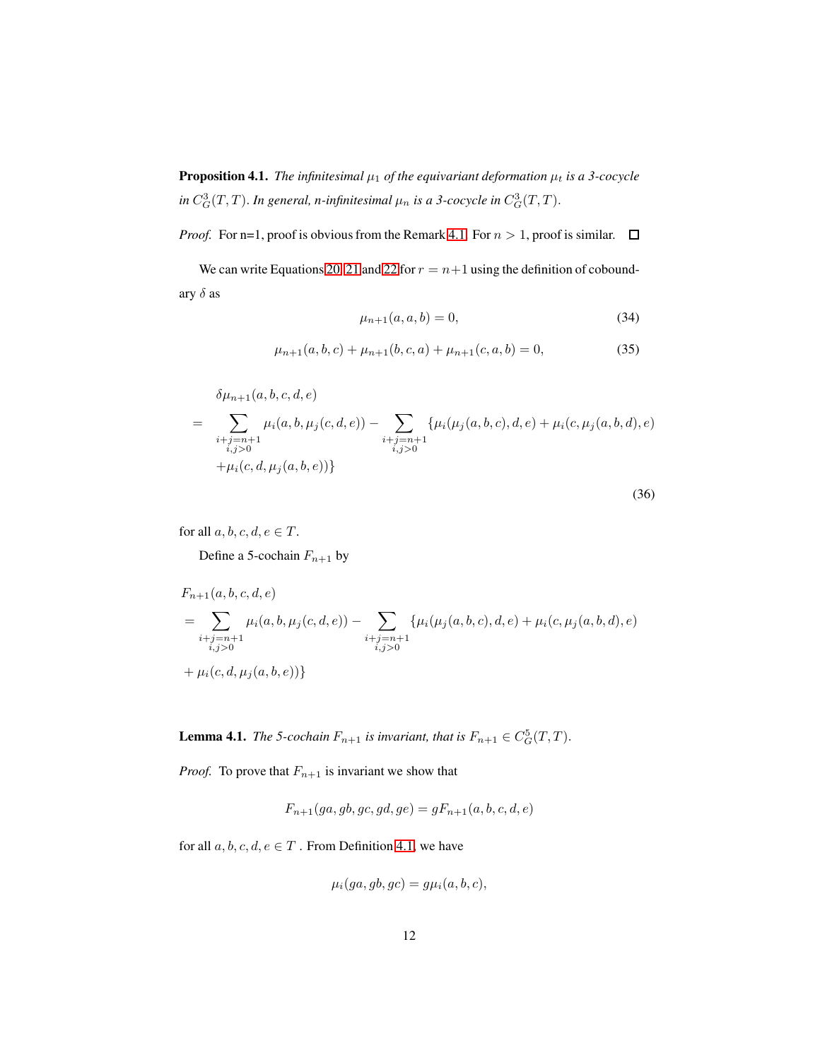**Proposition 4.1.** *The infinitesimal $\mu_1$ of the equivariant deformation $\mu_t$ is a 3-cocycle in $C^3_G(T,T)$. In general, n-infinitesimal $\mu_n$ is a 3-cocycle in $C^3_G(T,T)$.*

*Proof.* For n=1, proof is obvious from the Remark 4.1. For $n > 1$, proof is similar. $\square$

We can write Equations 20, 21 and 22 for $r = n+1$ using the definition of coboundary $\delta$ as

$$\mu_{n+1}(a,a,b) = 0, \tag{34}$$

$$\mu_{n+1}(a,b,c) + \mu_{n+1}(b,c,a) + \mu_{n+1}(c,a,b) = 0, \tag{35}$$

$$\begin{aligned}
&\delta\mu_{n+1}(a,b,c,d,e) \\
&= \sum_{\substack{i+j=n+1 \\ i,j>0}} \mu_i(a,b,\mu_j(c,d,e)) - \sum_{\substack{i+j=n+1 \\ i,j>0}} \{\mu_i(\mu_j(a,b,c),d,e) + \mu_i(c,\mu_j(a,b,d),e) \\
&\quad + \mu_i(c,d,\mu_j(a,b,e))\}
\end{aligned} \tag{36}$$

for all $a,b,c,d,e \in T$.

Define a 5-cochain $F_{n+1}$ by

$$\begin{aligned}
&F_{n+1}(a,b,c,d,e) \\
&= \sum_{\substack{i+j=n+1 \\ i,j>0}} \mu_i(a,b,\mu_j(c,d,e)) - \sum_{\substack{i+j=n+1 \\ i,j>0}} \{\mu_i(\mu_j(a,b,c),d,e) + \mu_i(c,\mu_j(a,b,d),e) \\
&+ \mu_i(c,d,\mu_j(a,b,e))\}
\end{aligned}$$

**Lemma 4.1.** *The 5-cochain $F_{n+1}$ is invariant, that is $F_{n+1} \in C^5_G(T,T)$.*

*Proof.* To prove that $F_{n+1}$ is invariant we show that

$$F_{n+1}(ga,gb,gc,gd,ge) = gF_{n+1}(a,b,c,d,e)$$

for all $a,b,c,d,e \in T$ . From Definition 4.1, we have

$$\mu_i(ga,gb,gc) = g\mu_i(a,b,c),$$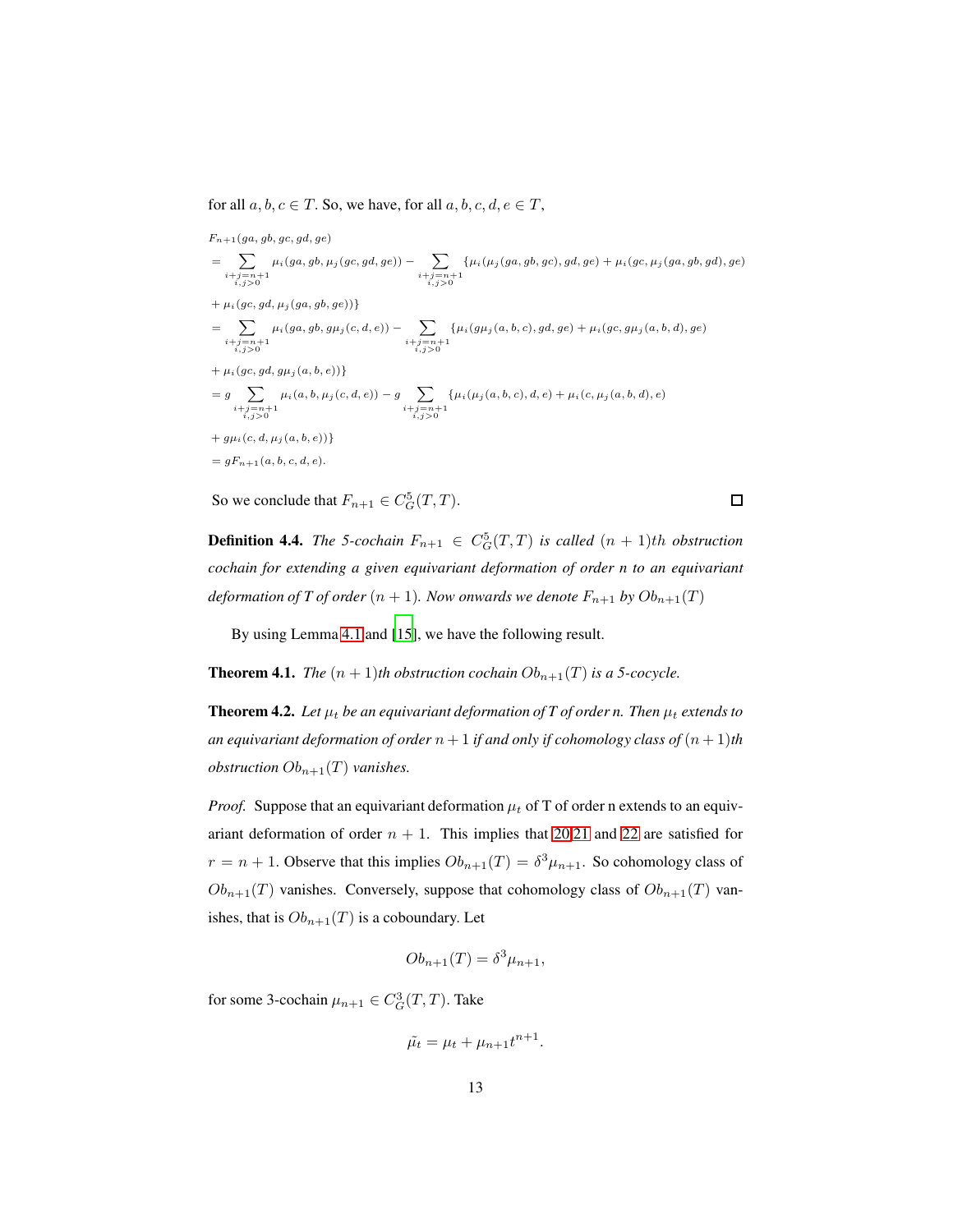for all $a, b, c \in T$. So, we have, for all $a, b, c, d, e \in T$,

$$
\begin{aligned}
&F_{n+1}(ga, gb, gc, gd, ge) \\
&= \sum_{\substack{i+j=n+1 \\ i,j>0}} \mu_i(ga, gb, \mu_j(gc, gd, ge)) - \sum_{\substack{i+j=n+1 \\ i,j>0}} \{\mu_i(\mu_j(ga, gb, gc), gd, ge) + \mu_i(gc, \mu_j(ga, gb, gd), ge) \\
&+ \mu_i(gc, gd, \mu_j(ga, gb, ge))\} \\
&= \sum_{\substack{i+j=n+1 \\ i,j>0}} \mu_i(ga, gb, g\mu_j(c, d, e)) - \sum_{\substack{i+j=n+1 \\ i,j>0}} \{\mu_i(g\mu_j(a, b, c), gd, ge) + \mu_i(gc, g\mu_j(a, b, d), ge) \\
&+ \mu_i(gc, gd, g\mu_j(a, b, e))\} \\
&= g \sum_{\substack{i+j=n+1 \\ i,j>0}} \mu_i(a, b, \mu_j(c, d, e)) - g \sum_{\substack{i+j=n+1 \\ i,j>0}} \{\mu_i(\mu_j(a, b, c), d, e) + \mu_i(c, \mu_j(a, b, d), e) \\
&+ g\mu_i(c, d, \mu_j(a, b, e))\} \\
&= gF_{n+1}(a, b, c, d, e).
\end{aligned}
$$

So we conclude that $F_{n+1} \in C^5_G(T, T)$. □

**Definition 4.4.** *The 5-cochain $F_{n+1} \in C^5_G(T, T)$ is called $(n+1)th$ obstruction cochain for extending a given equivariant deformation of order n to an equivariant deformation of T of order $(n+1)$. Now onwards we denote $F_{n+1}$ by $Ob_{n+1}(T)$*

By using Lemma 4.1 and [15], we have the following result.

**Theorem 4.1.** *The $(n+1)th$ obstruction cochain $Ob_{n+1}(T)$ is a 5-cocycle.*

**Theorem 4.2.** *Let $\mu_t$ be an equivariant deformation of T of order n. Then $\mu_t$ extends to an equivariant deformation of order $n+1$ if and only if cohomology class of $(n+1)th$ obstruction $Ob_{n+1}(T)$ vanishes.*

*Proof.* Suppose that an equivariant deformation $\mu_t$ of T of order n extends to an equivariant deformation of order $n+1$. This implies that 20,21 and 22 are satisfied for $r = n+1$. Observe that this implies $Ob_{n+1}(T) = \delta^3\mu_{n+1}$. So cohomology class of $Ob_{n+1}(T)$ vanishes. Conversely, suppose that cohomology class of $Ob_{n+1}(T)$ vanishes, that is $Ob_{n+1}(T)$ is a coboundary. Let

$$Ob_{n+1}(T) = \delta^3\mu_{n+1},$$

for some 3-cochain $\mu_{n+1} \in C^3_G(T, T)$. Take

$$\tilde{\mu_t} = \mu_t + \mu_{n+1}t^{n+1}.$$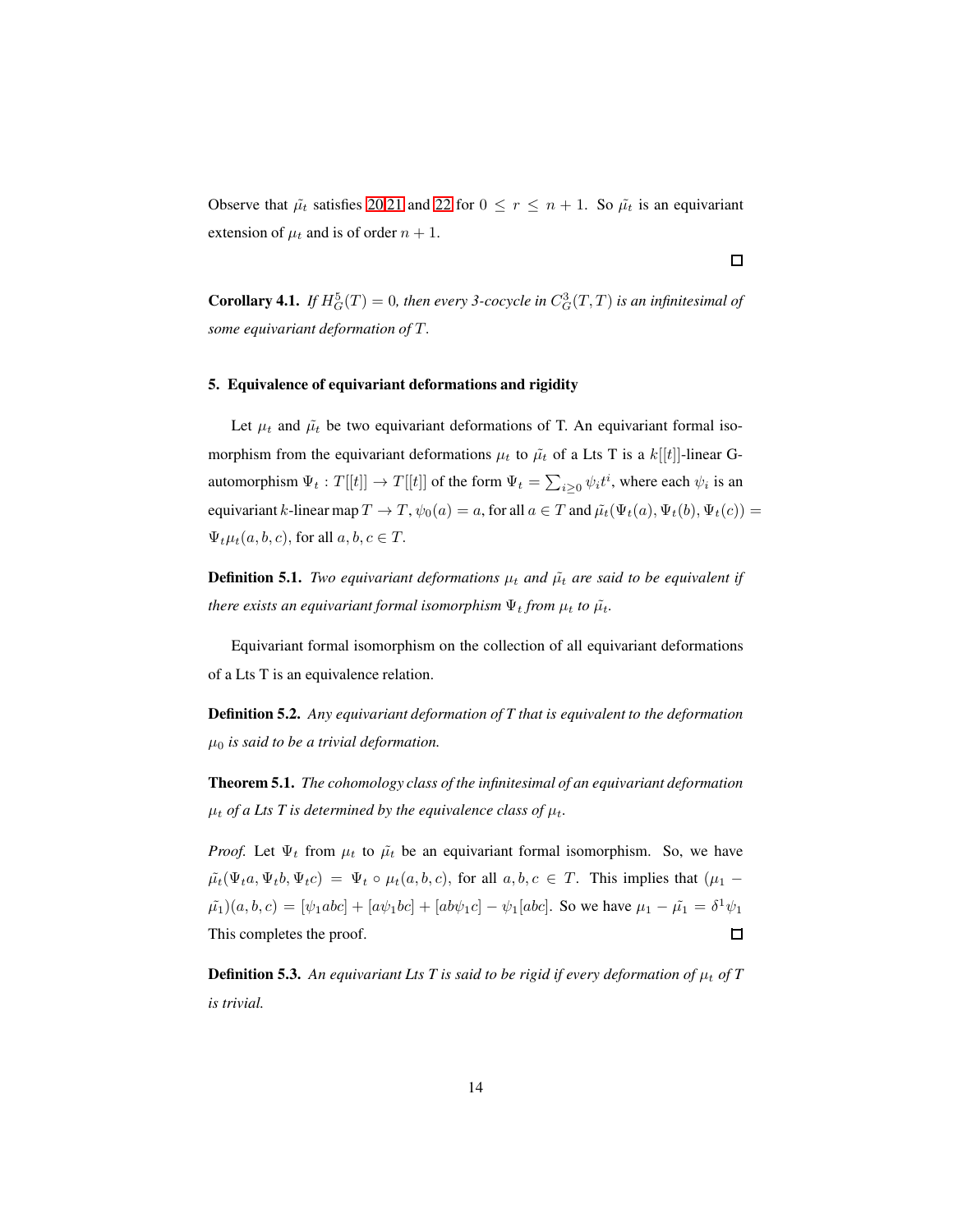Observe that $\tilde{\mu_t}$ satisfies 20,21 and 22 for $0 \leq r \leq n+1$. So $\tilde{\mu_t}$ is an equivariant extension of $\mu_t$ and is of order $n+1$.

$\square$

**Corollary 4.1.** *If $H^5_G(T) = 0$, then every 3-cocycle in $C^3_G(T,T)$ is an infinitesimal of some equivariant deformation of $T$.*

## 5. Equivalence of equivariant deformations and rigidity

Let $\mu_t$ and $\tilde{\mu_t}$ be two equivariant deformations of T. An equivariant formal isomorphism from the equivariant deformations $\mu_t$ to $\tilde{\mu_t}$ of a Lts T is a $k[[t]]$-linear G-automorphism $\Psi_t : T[[t]] \to T[[t]]$ of the form $\Psi_t = \sum_{i \geq 0} \psi_i t^i$, where each $\psi_i$ is an equivariant $k$-linear map $T \to T$, $\psi_0(a) = a$, for all $a \in T$ and $\tilde{\mu_t}(\Psi_t(a), \Psi_t(b), \Psi_t(c)) = \Psi_t \mu_t(a, b, c)$, for all $a, b, c \in T$.

**Definition 5.1.** *Two equivariant deformations $\mu_t$ and $\tilde{\mu_t}$ are said to be equivalent if there exists an equivariant formal isomorphism $\Psi_t$ from $\mu_t$ to $\tilde{\mu_t}$.*

Equivariant formal isomorphism on the collection of all equivariant deformations of a Lts T is an equivalence relation.

**Definition 5.2.** *Any equivariant deformation of T that is equivalent to the deformation $\mu_0$ is said to be a trivial deformation.*

**Theorem 5.1.** *The cohomology class of the infinitesimal of an equivariant deformation $\mu_t$ of a Lts T is determined by the equivalence class of $\mu_t$.*

*Proof.* Let $\Psi_t$ from $\mu_t$ to $\tilde{\mu_t}$ be an equivariant formal isomorphism. So, we have $\tilde{\mu_t}(\Psi_t a, \Psi_t b, \Psi_t c) = \Psi_t \circ \mu_t(a, b, c)$, for all $a, b, c \in T$. This implies that $(\mu_1 - \tilde{\mu_1})(a, b, c) = [\psi_1 abc] + [a \psi_1 bc] + [ab \psi_1 c] - \psi_1 [abc]$. So we have $\mu_1 - \tilde{\mu_1} = \delta^1 \psi_1$ This completes the proof. $\square$

**Definition 5.3.** *An equivariant Lts T is said to be rigid if every deformation of $\mu_t$ of T is trivial.*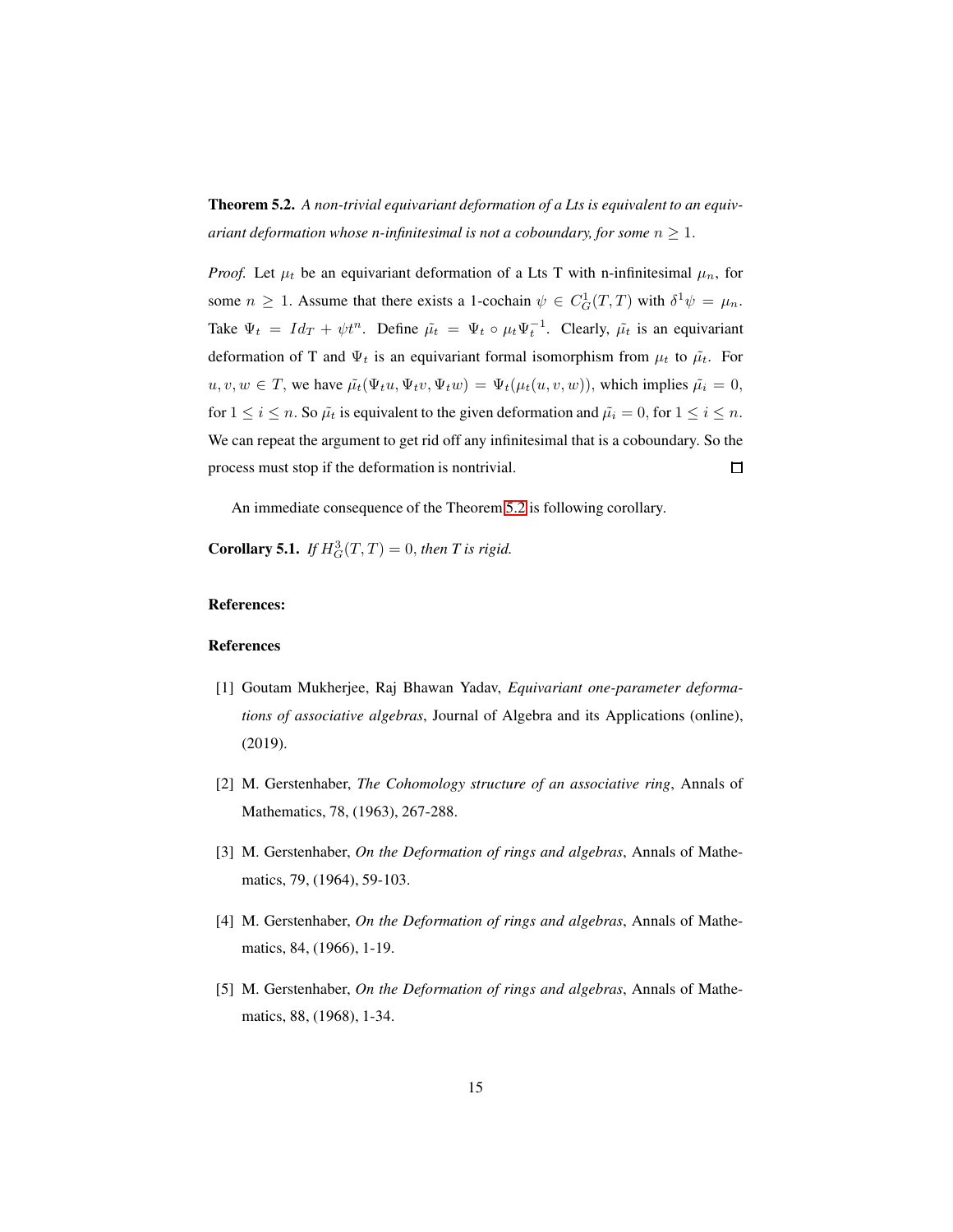**Theorem 5.2.** *A non-trivial equivariant deformation of a Lts is equivalent to an equivariant deformation whose n-infinitesimal is not a coboundary, for some $n \geq 1$.*

*Proof.* Let $\mu_t$ be an equivariant deformation of a Lts T with n-infinitesimal $\mu_n$, for some $n \geq 1$. Assume that there exists a 1-cochain $\psi \in C^1_G(T, T)$ with $\delta^1 \psi = \mu_n$. Take $\Psi_t = Id_T + \psi t^n$. Define $\tilde{\mu_t} = \Psi_t \circ \mu_t \Psi_t^{-1}$. Clearly, $\tilde{\mu_t}$ is an equivariant deformation of T and $\Psi_t$ is an equivariant formal isomorphism from $\mu_t$ to $\tilde{\mu_t}$. For $u, v, w \in T$, we have $\tilde{\mu_t}(\Psi_t u, \Psi_t v, \Psi_t w) = \Psi_t(\mu_t(u, v, w))$, which implies $\tilde{\mu_i} = 0$, for $1 \leq i \leq n$. So $\tilde{\mu_t}$ is equivalent to the given deformation and $\tilde{\mu_i} = 0$, for $1 \leq i \leq n$. We can repeat the argument to get rid off any infinitesimal that is a coboundary. So the process must stop if the deformation is nontrivial. □

An immediate consequence of the Theorem 5.2 is following corollary.

**Corollary 5.1.** *If $H^3_G(T, T) = 0$, then T is rigid.*

**References:**

**References**

[1] Goutam Mukherjee, Raj Bhawan Yadav, *Equivariant one-parameter deformations of associative algebras*, Journal of Algebra and its Applications (online), (2019).

[2] M. Gerstenhaber, *The Cohomology structure of an associative ring*, Annals of Mathematics, 78, (1963), 267-288.

[3] M. Gerstenhaber, *On the Deformation of rings and algebras*, Annals of Mathematics, 79, (1964), 59-103.

[4] M. Gerstenhaber, *On the Deformation of rings and algebras*, Annals of Mathematics, 84, (1966), 1-19.

[5] M. Gerstenhaber, *On the Deformation of rings and algebras*, Annals of Mathematics, 88, (1968), 1-34.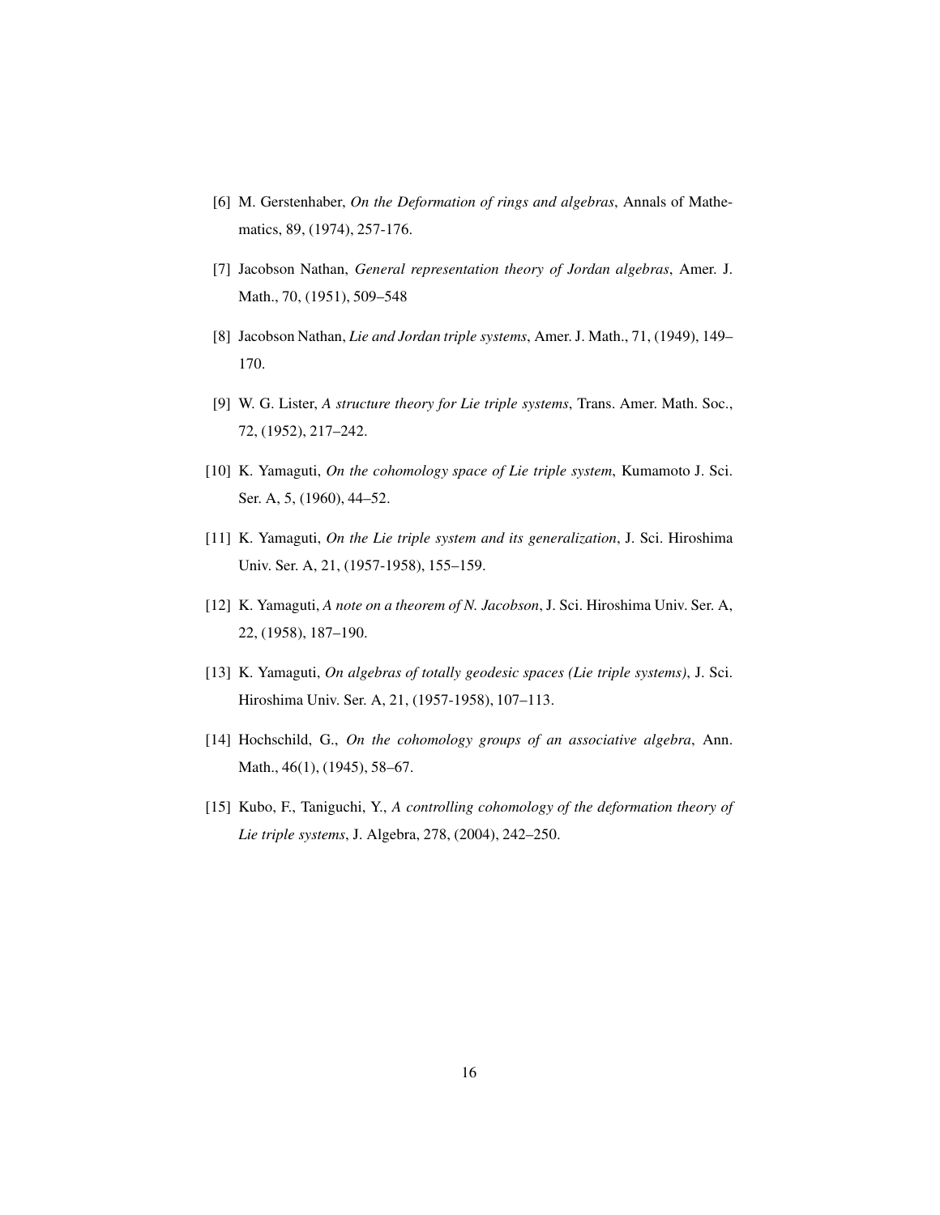[6] M. Gerstenhaber, *On the Deformation of rings and algebras*, Annals of Mathematics, 89, (1974), 257-176.

[7] Jacobson Nathan, *General representation theory of Jordan algebras*, Amer. J. Math., 70, (1951), 509–548

[8] Jacobson Nathan, *Lie and Jordan triple systems*, Amer. J. Math., 71, (1949), 149–170.

[9] W. G. Lister, *A structure theory for Lie triple systems*, Trans. Amer. Math. Soc., 72, (1952), 217–242.

[10] K. Yamaguti, *On the cohomology space of Lie triple system*, Kumamoto J. Sci. Ser. A, 5, (1960), 44–52.

[11] K. Yamaguti, *On the Lie triple system and its generalization*, J. Sci. Hiroshima Univ. Ser. A, 21, (1957-1958), 155–159.

[12] K. Yamaguti, *A note on a theorem of N. Jacobson*, J. Sci. Hiroshima Univ. Ser. A, 22, (1958), 187–190.

[13] K. Yamaguti, *On algebras of totally geodesic spaces (Lie triple systems)*, J. Sci. Hiroshima Univ. Ser. A, 21, (1957-1958), 107–113.

[14] Hochschild, G., *On the cohomology groups of an associative algebra*, Ann. Math., 46(1), (1945), 58–67.

[15] Kubo, F., Taniguchi, Y., *A controlling cohomology of the deformation theory of Lie triple systems*, J. Algebra, 278, (2004), 242–250.